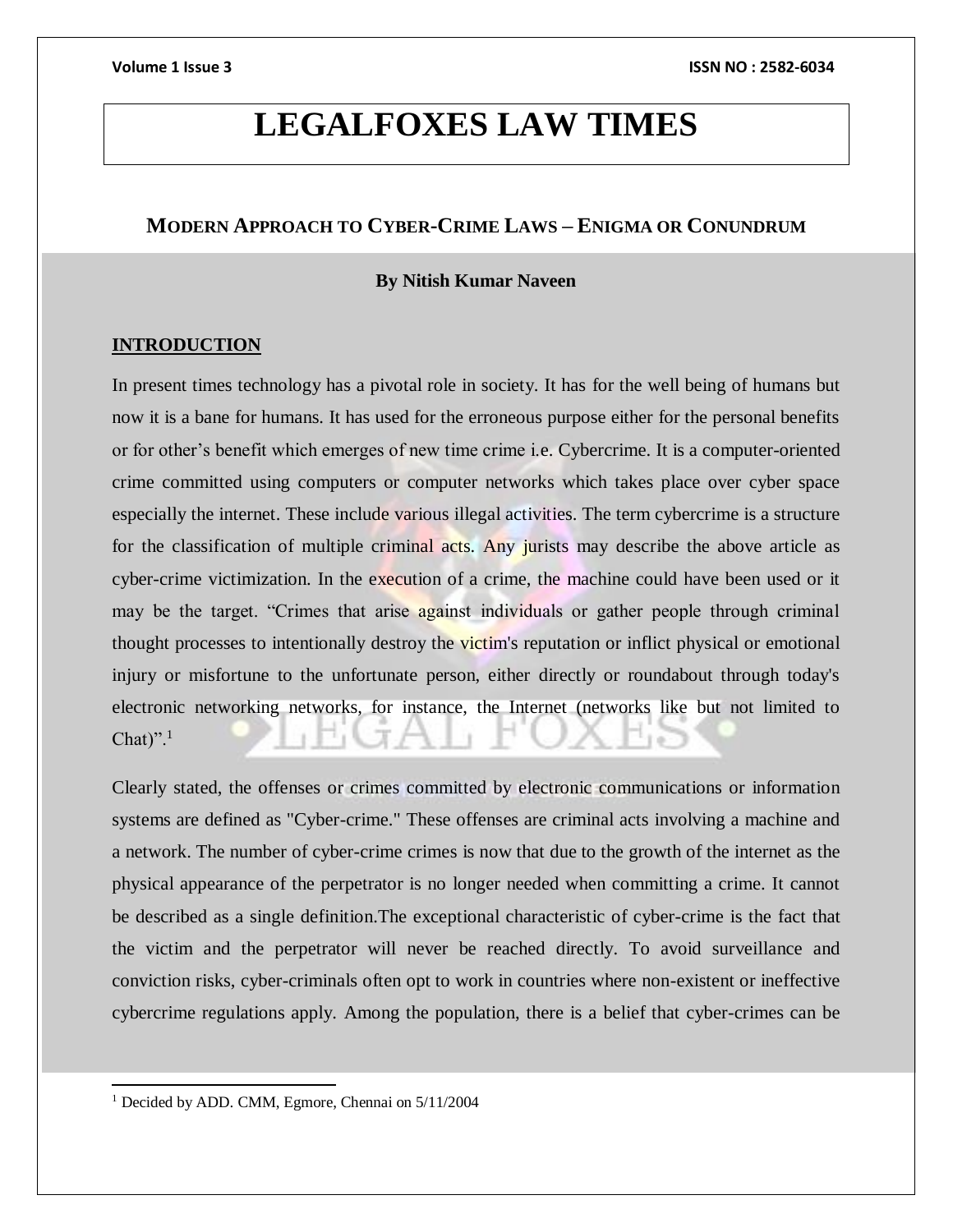# LEGALFOXES LAW TIMES

## MODERN APPROACH TO CYBER-CRIME LAWS – ENIGMA OR CONUNDRUM

**By Nitish Kumar Naveen**

### INTRODUCTION

In present times technology has a pivotal role in society. It has for the well being of humans but now it is a bane for humans. It has used for the erroneous purpose either for the personal benefits or for other's benefit which emerges of new time crime i.e. Cybercrime. It is a computer-oriented crime committed using computers or computer networks which takes place over cyber space especially the internet. These include various illegal activities. The term cybercrime is a structure for the classification of multiple criminal acts. Any jurists may describe the above article as cyber-crime victimization. In the execution of a crime, the machine could have been used or it may be the target. "Crimes that arise against individuals or gather people through criminal thought processes to intentionally destroy the victim's reputation or inflict physical or emotional injury or misfortune to the unfortunate person, either directly or roundabout through today's electronic networking networks, for instance, the Internet (networks like but not limited to Chat)".[1]

Clearly stated, the offenses or crimes committed by electronic communications or information systems are defined as "Cyber-crime." These offenses are criminal acts involving a machine and a network. The number of cyber-crime crimes is now that due to the growth of the internet as the physical appearance of the perpetrator is no longer needed when committing a crime. It cannot be described as a single definition.The exceptional characteristic of cyber-crime is the fact that the victim and the perpetrator will never be reached directly. To avoid surveillance and conviction risks, cyber-criminals often opt to work in countries where non-existent or ineffective cybercrime regulations apply. Among the population, there is a belief that cyber-crimes can be

---

[1] Decided by ADD. CMM, Egmore, Chennai on 5/11/2004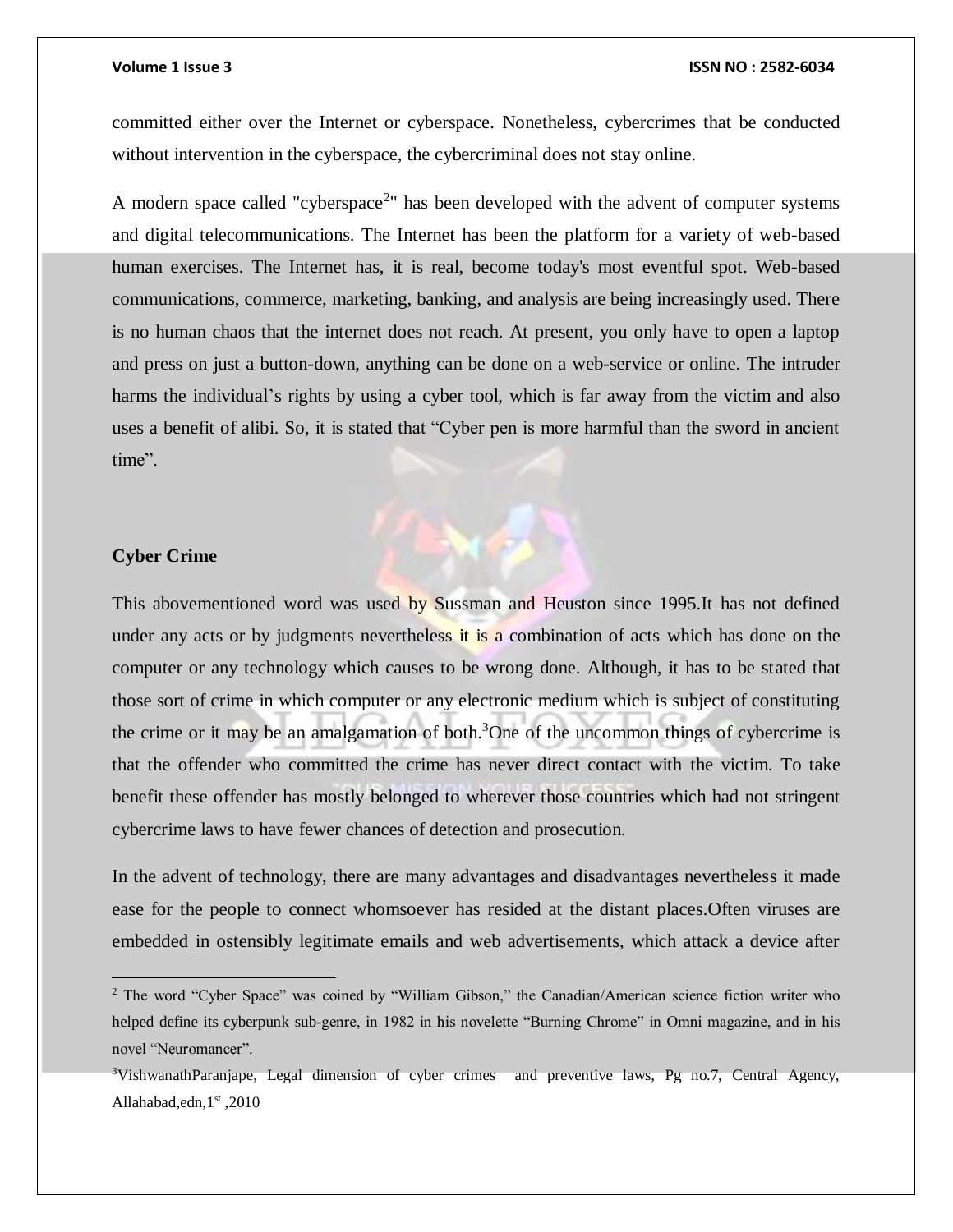committed either over the Internet or cyberspace. Nonetheless, cybercrimes that be conducted without intervention in the cyberspace, the cybercriminal does not stay online.

A modern space called "cyberspace[2]" has been developed with the advent of computer systems and digital telecommunications. The Internet has been the platform for a variety of web-based human exercises. The Internet has, it is real, become today's most eventful spot. Web-based communications, commerce, marketing, banking, and analysis are being increasingly used. There is no human chaos that the internet does not reach. At present, you only have to open a laptop and press on just a button-down, anything can be done on a web-service or online. The intruder harms the individual's rights by using a cyber tool, which is far away from the victim and also uses a benefit of alibi. So, it is stated that "Cyber pen is more harmful than the sword in ancient time".

**Cyber Crime**

This abovementioned word was used by Sussman and Heuston since 1995.It has not defined under any acts or by judgments nevertheless it is a combination of acts which has done on the computer or any technology which causes to be wrong done. Although, it has to be stated that those sort of crime in which computer or any electronic medium which is subject of constituting the crime or it may be an amalgamation of both.[3]One of the uncommon things of cybercrime is that the offender who committed the crime has never direct contact with the victim. To take benefit these offender has mostly belonged to wherever those countries which had not stringent cybercrime laws to have fewer chances of detection and prosecution.

In the advent of technology, there are many advantages and disadvantages nevertheless it made ease for the people to connect whomsoever has resided at the distant places.Often viruses are embedded in ostensibly legitimate emails and web advertisements, which attack a device after

---

[2] The word "Cyber Space" was coined by "William Gibson," the Canadian/American science fiction writer who helped define its cyberpunk sub-genre, in 1982 in his novelette "Burning Chrome" in Omni magazine, and in his novel "Neuromancer".

[3]VishwanathParanjape, Legal dimension of cyber crimes and preventive laws, Pg no.7, Central Agency, Allahabad,edn,1st ,2010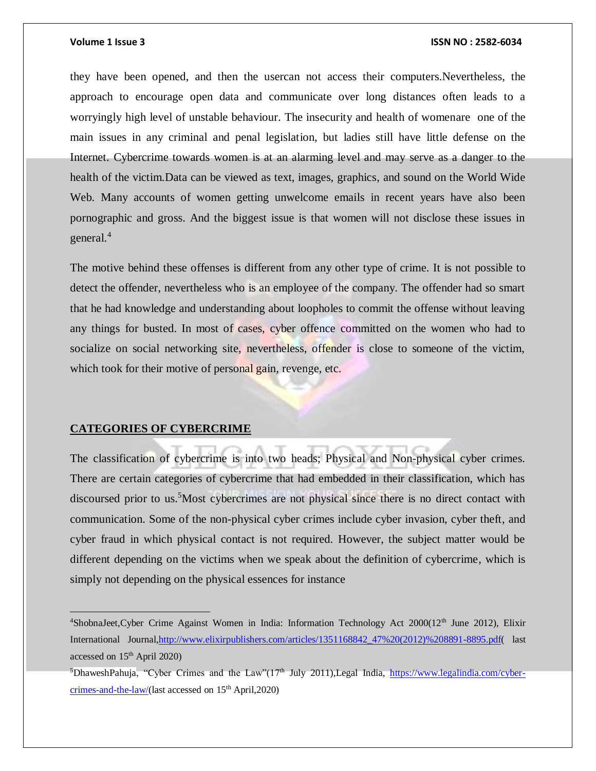they have been opened, and then the usercan not access their computers.Nevertheless, the approach to encourage open data and communicate over long distances often leads to a worryingly high level of unstable behaviour. The insecurity and health of womenare one of the main issues in any criminal and penal legislation, but ladies still have little defense on the Internet. Cybercrime towards women is at an alarming level and may serve as a danger to the health of the victim.Data can be viewed as text, images, graphics, and sound on the World Wide Web. Many accounts of women getting unwelcome emails in recent years have also been pornographic and gross. And the biggest issue is that women will not disclose these issues in general.[4]

The motive behind these offenses is different from any other type of crime. It is not possible to detect the offender, nevertheless who is an employee of the company. The offender had so smart that he had knowledge and understanding about loopholes to commit the offense without leaving any things for busted. In most of cases, cyber offence committed on the women who had to socialize on social networking site, nevertheless, offender is close to someone of the victim, which took for their motive of personal gain, revenge, etc.

## CATEGORIES OF CYBERCRIME

The classification of cybercrime is into two heads; Physical and Non-physical cyber crimes. There are certain categories of cybercrime that had embedded in their classification, which has discoursed prior to us.[5]Most cybercrimes are not physical since there is no direct contact with communication. Some of the non-physical cyber crimes include cyber invasion, cyber theft, and cyber fraud in which physical contact is not required. However, the subject matter would be different depending on the victims when we speak about the definition of cybercrime, which is simply not depending on the physical essences for instance

---

[4]ShobnaJeet,Cyber Crime Against Women in India: Information Technology Act 2000(12th June 2012), Elixir International Journal,http://www.elixirpublishers.com/articles/1351168842_47%20(2012)%208891-8895.pdf( last accessed on 15th April 2020)

[5]DhaweshPahuja, "Cyber Crimes and the Law"(17th July 2011),Legal India, https://www.legalindia.com/cyber-crimes-and-the-law/(last accessed on 15th April,2020)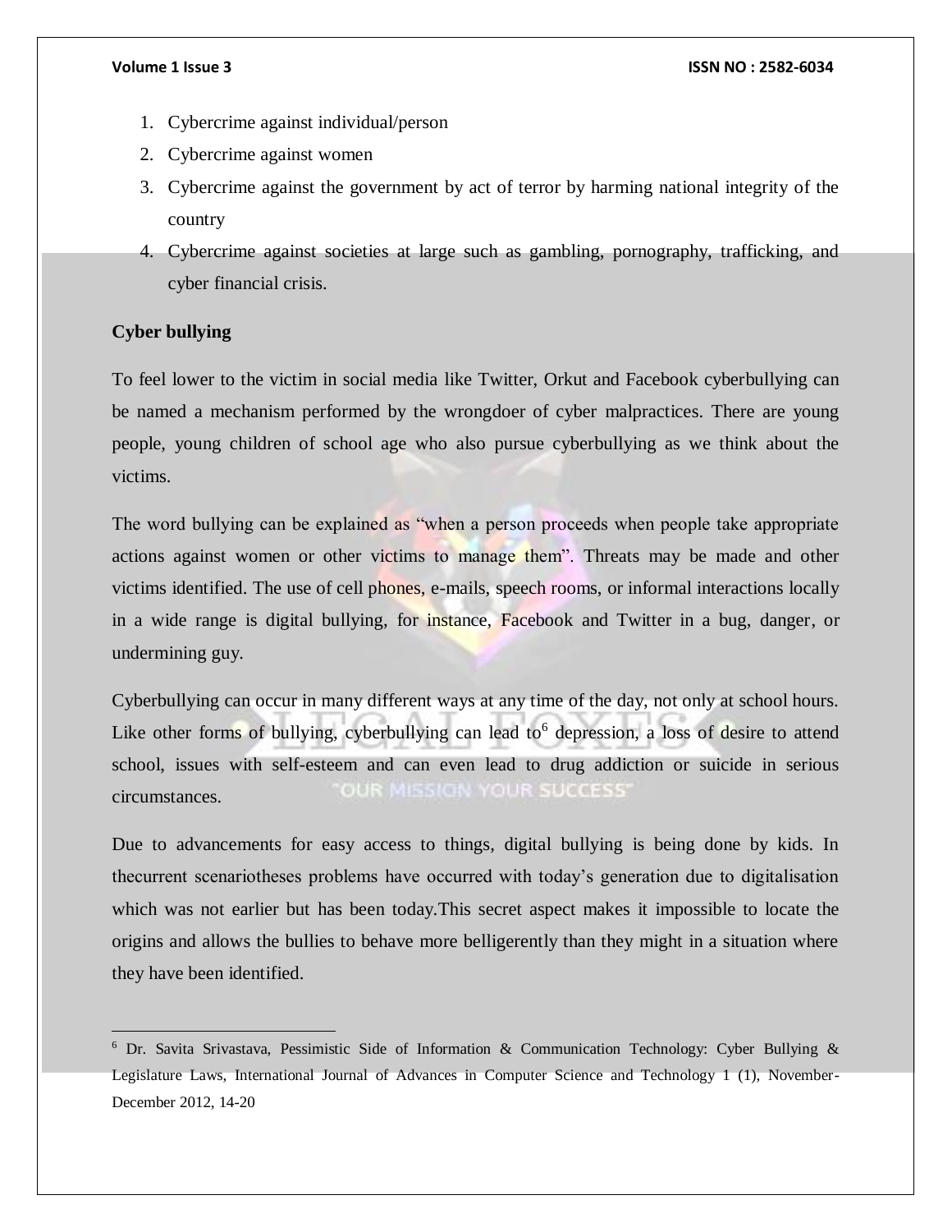1. Cybercrime against individual/person
2. Cybercrime against women
3. Cybercrime against the government by act of terror by harming national integrity of the country
4. Cybercrime against societies at large such as gambling, pornography, trafficking, and cyber financial crisis.

**Cyber bullying**

To feel lower to the victim in social media like Twitter, Orkut and Facebook cyberbullying can be named a mechanism performed by the wrongdoer of cyber malpractices. There are young people, young children of school age who also pursue cyberbullying as we think about the victims.

The word bullying can be explained as "when a person proceeds when people take appropriate actions against women or other victims to manage them". Threats may be made and other victims identified. The use of cell phones, e-mails, speech rooms, or informal interactions locally in a wide range is digital bullying, for instance, Facebook and Twitter in a bug, danger, or undermining guy.

Cyberbullying can occur in many different ways at any time of the day, not only at school hours. Like other forms of bullying, cyberbullying can lead to[6] depression, a loss of desire to attend school, issues with self-esteem and can even lead to drug addiction or suicide in serious circumstances.

Due to advancements for easy access to things, digital bullying is being done by kids. In thecurrent scenariotheses problems have occurred with today's generation due to digitalisation which was not earlier but has been today.This secret aspect makes it impossible to locate the origins and allows the bullies to behave more belligerently than they might in a situation where they have been identified.

---

[6] Dr. Savita Srivastava, Pessimistic Side of Information & Communication Technology: Cyber Bullying & Legislature Laws, International Journal of Advances in Computer Science and Technology 1 (1), November-December 2012, 14-20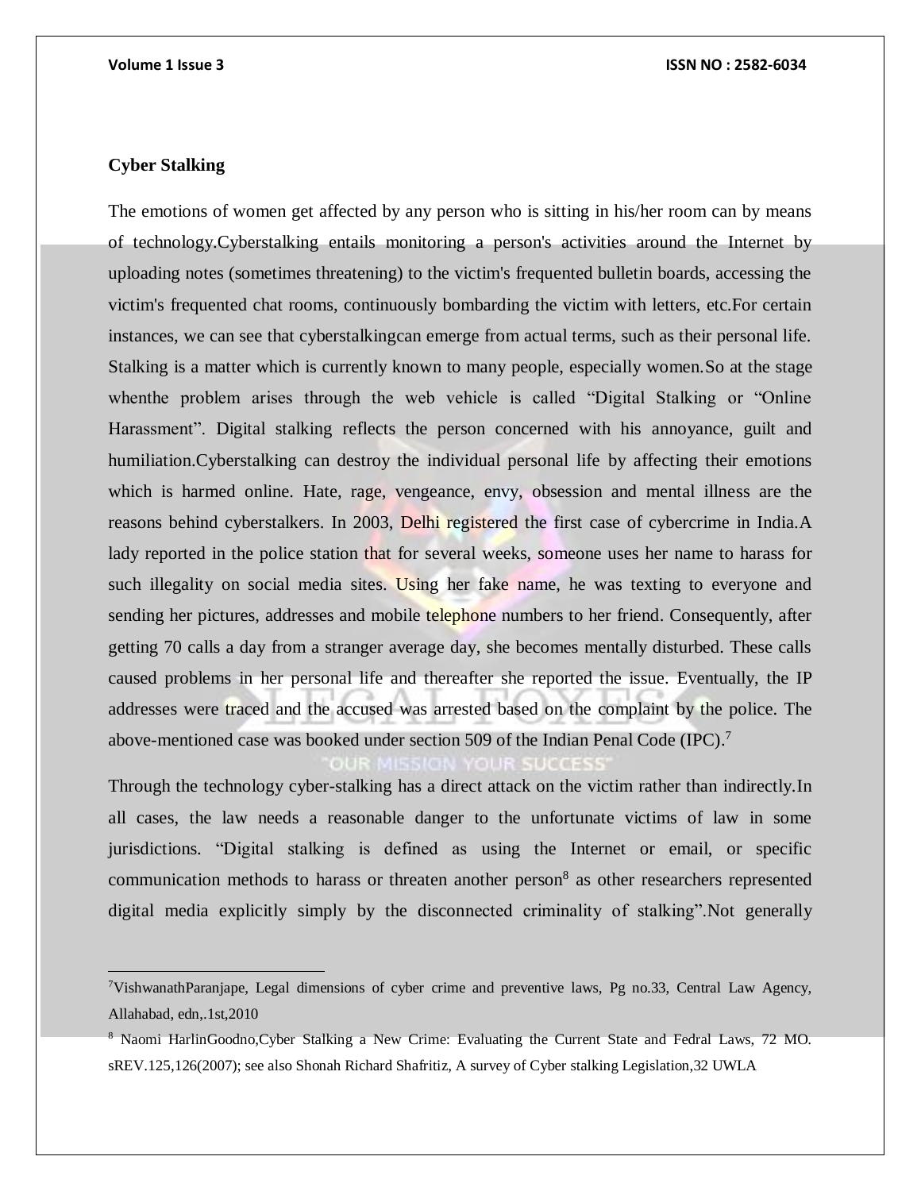**Cyber Stalking**

The emotions of women get affected by any person who is sitting in his/her room can by means of technology.Cyberstalking entails monitoring a person's activities around the Internet by uploading notes (sometimes threatening) to the victim's frequented bulletin boards, accessing the victim's frequented chat rooms, continuously bombarding the victim with letters, etc.For certain instances, we can see that cyberstalkingcan emerge from actual terms, such as their personal life. Stalking is a matter which is currently known to many people, especially women.So at the stage whenthe problem arises through the web vehicle is called "Digital Stalking or "Online Harassment". Digital stalking reflects the person concerned with his annoyance, guilt and humiliation.Cyberstalking can destroy the individual personal life by affecting their emotions which is harmed online. Hate, rage, vengeance, envy, obsession and mental illness are the reasons behind cyberstalkers. In 2003, Delhi registered the first case of cybercrime in India.A lady reported in the police station that for several weeks, someone uses her name to harass for such illegality on social media sites. Using her fake name, he was texting to everyone and sending her pictures, addresses and mobile telephone numbers to her friend. Consequently, after getting 70 calls a day from a stranger average day, she becomes mentally disturbed. These calls caused problems in her personal life and thereafter she reported the issue. Eventually, the IP addresses were traced and the accused was arrested based on the complaint by the police. The above-mentioned case was booked under section 509 of the Indian Penal Code (IPC).[7]

Through the technology cyber-stalking has a direct attack on the victim rather than indirectly.In all cases, the law needs a reasonable danger to the unfortunate victims of law in some jurisdictions. "Digital stalking is defined as using the Internet or email, or specific communication methods to harass or threaten another person[8] as other researchers represented digital media explicitly simply by the disconnected criminality of stalking".Not generally

---

[7]VishwanathParanjape, Legal dimensions of cyber crime and preventive laws, Pg no.33, Central Law Agency, Allahabad, edn,.1st,2010

[8] Naomi HarlinGoodno,Cyber Stalking a New Crime: Evaluating the Current State and Fedral Laws, 72 MO. sREV.125,126(2007); see also Shonah Richard Shafritiz, A survey of Cyber stalking Legislation,32 UWLA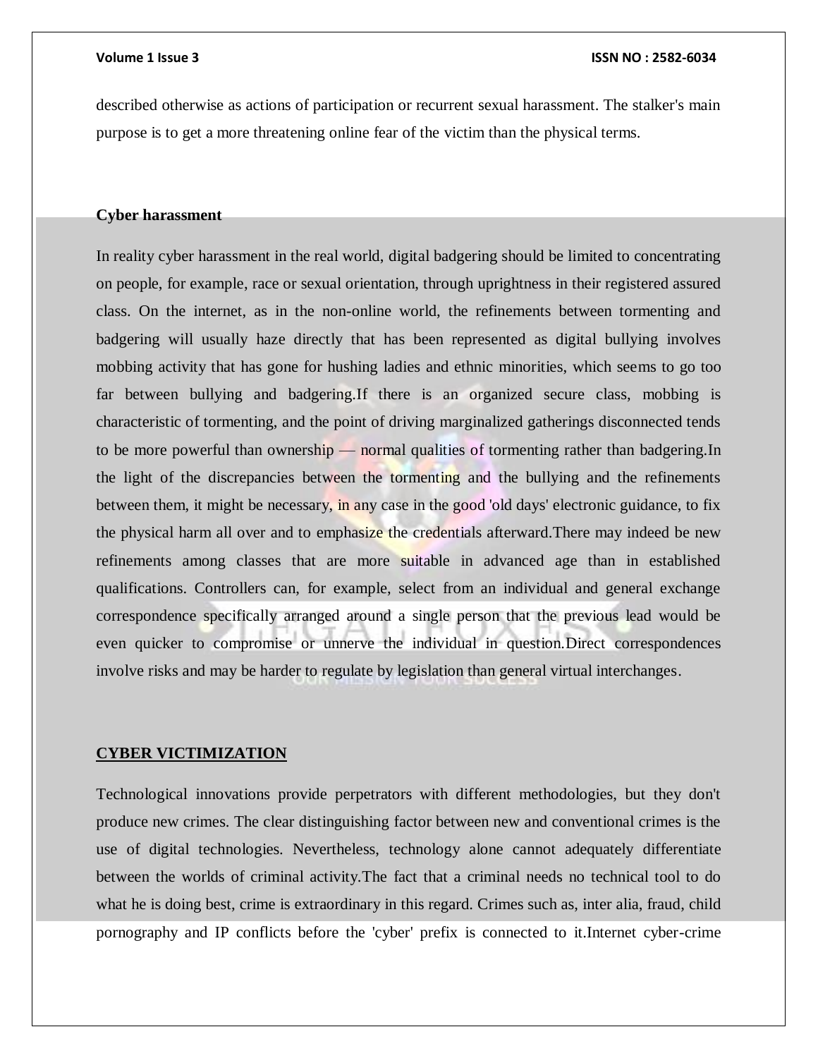described otherwise as actions of participation or recurrent sexual harassment. The stalker's main purpose is to get a more threatening online fear of the victim than the physical terms.

**Cyber harassment**

In reality cyber harassment in the real world, digital badgering should be limited to concentrating on people, for example, race or sexual orientation, through uprightness in their registered assured class. On the internet, as in the non-online world, the refinements between tormenting and badgering will usually haze directly that has been represented as digital bullying involves mobbing activity that has gone for hushing ladies and ethnic minorities, which seems to go too far between bullying and badgering.If there is an organized secure class, mobbing is characteristic of tormenting, and the point of driving marginalized gatherings disconnected tends to be more powerful than ownership — normal qualities of tormenting rather than badgering.In the light of the discrepancies between the tormenting and the bullying and the refinements between them, it might be necessary, in any case in the good 'old days' electronic guidance, to fix the physical harm all over and to emphasize the credentials afterward.There may indeed be new refinements among classes that are more suitable in advanced age than in established qualifications. Controllers can, for example, select from an individual and general exchange correspondence specifically arranged around a single person that the previous lead would be even quicker to compromise or unnerve the individual in question.Direct correspondences involve risks and may be harder to regulate by legislation than general virtual interchanges.

## CYBER VICTIMIZATION

Technological innovations provide perpetrators with different methodologies, but they don't produce new crimes. The clear distinguishing factor between new and conventional crimes is the use of digital technologies. Nevertheless, technology alone cannot adequately differentiate between the worlds of criminal activity.The fact that a criminal needs no technical tool to do what he is doing best, crime is extraordinary in this regard. Crimes such as, inter alia, fraud, child pornography and IP conflicts before the 'cyber' prefix is connected to it.Internet cyber-crime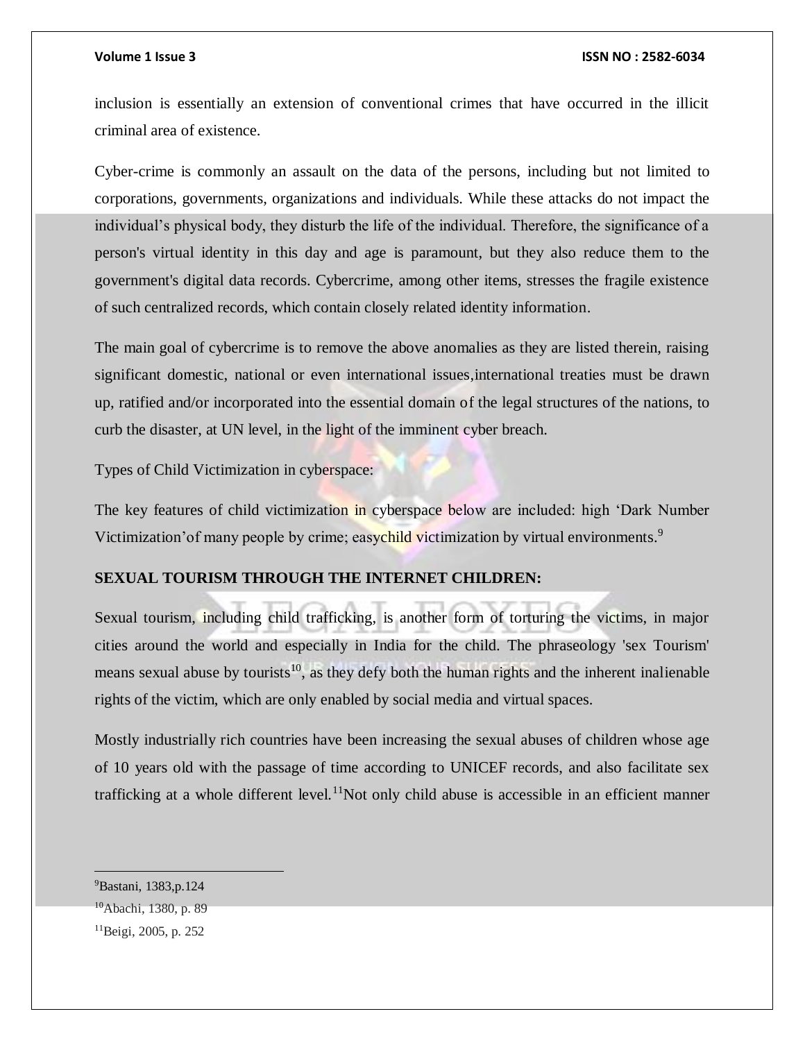inclusion is essentially an extension of conventional crimes that have occurred in the illicit criminal area of existence.

Cyber-crime is commonly an assault on the data of the persons, including but not limited to corporations, governments, organizations and individuals. While these attacks do not impact the individual's physical body, they disturb the life of the individual. Therefore, the significance of a person's virtual identity in this day and age is paramount, but they also reduce them to the government's digital data records. Cybercrime, among other items, stresses the fragile existence of such centralized records, which contain closely related identity information.

The main goal of cybercrime is to remove the above anomalies as they are listed therein, raising significant domestic, national or even international issues,international treaties must be drawn up, ratified and/or incorporated into the essential domain of the legal structures of the nations, to curb the disaster, at UN level, in the light of the imminent cyber breach.

Types of Child Victimization in cyberspace:

The key features of child victimization in cyberspace below are included: high 'Dark Number Victimization'of many people by crime; easychild victimization by virtual environments.[9]

**SEXUAL TOURISM THROUGH THE INTERNET CHILDREN:**

Sexual tourism, including child trafficking, is another form of torturing the victims, in major cities around the world and especially in India for the child. The phraseology 'sex Tourism' means sexual abuse by tourists[10], as they defy both the human rights and the inherent inalienable rights of the victim, which are only enabled by social media and virtual spaces.

Mostly industrially rich countries have been increasing the sexual abuses of children whose age of 10 years old with the passage of time according to UNICEF records, and also facilitate sex trafficking at a whole different level.[11]Not only child abuse is accessible in an efficient manner

---

[9]Bastani, 1383,p.124

[10]Abachi, 1380, p. 89

[11]Beigi, 2005, p. 252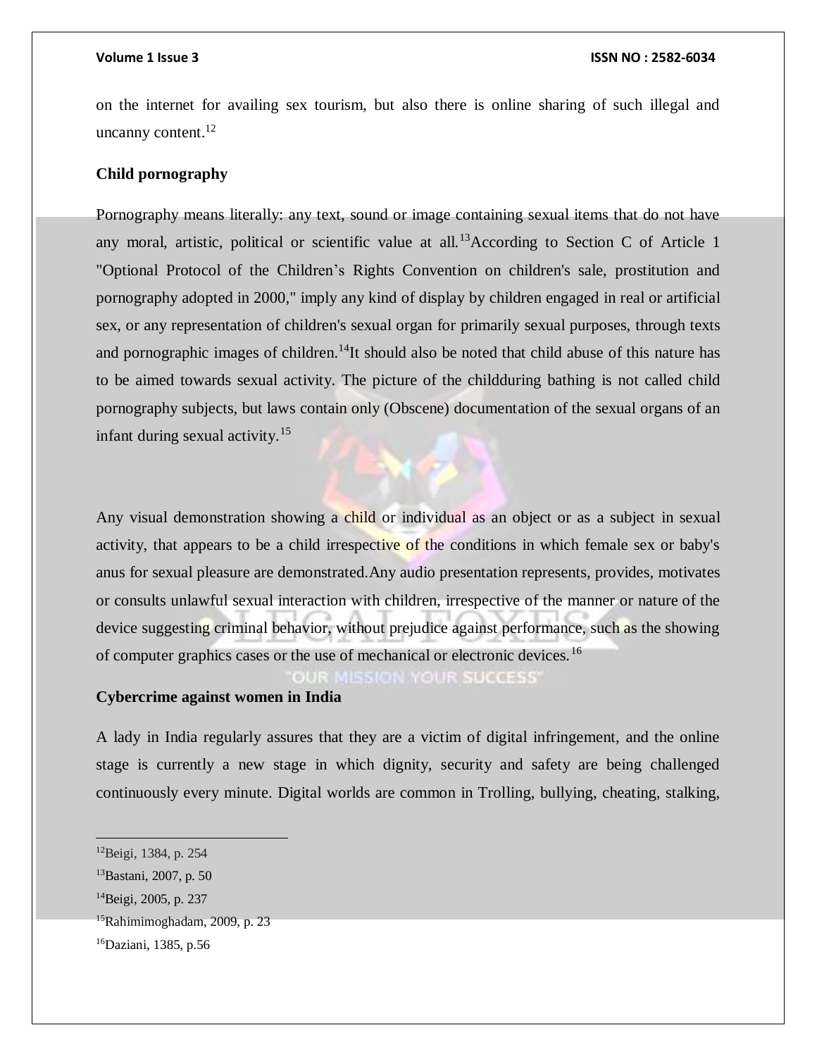on the internet for availing sex tourism, but also there is online sharing of such illegal and uncanny content.[12]

**Child pornography**

Pornography means literally: any text, sound or image containing sexual items that do not have any moral, artistic, political or scientific value at all.[13]According to Section C of Article 1 "Optional Protocol of the Children's Rights Convention on children's sale, prostitution and pornography adopted in 2000," imply any kind of display by children engaged in real or artificial sex, or any representation of children's sexual organ for primarily sexual purposes, through texts and pornographic images of children.[14]It should also be noted that child abuse of this nature has to be aimed towards sexual activity. The picture of the childduring bathing is not called child pornography subjects, but laws contain only (Obscene) documentation of the sexual organs of an infant during sexual activity.[15]

Any visual demonstration showing a child or individual as an object or as a subject in sexual activity, that appears to be a child irrespective of the conditions in which female sex or baby's anus for sexual pleasure are demonstrated.Any audio presentation represents, provides, motivates or consults unlawful sexual interaction with children, irrespective of the manner or nature of the device suggesting criminal behavior, without prejudice against performance, such as the showing of computer graphics cases or the use of mechanical or electronic devices.[16]

**Cybercrime against women in India**

A lady in India regularly assures that they are a victim of digital infringement, and the online stage is currently a new stage in which dignity, security and safety are being challenged continuously every minute. Digital worlds are common in Trolling, bullying, cheating, stalking,

---

[12]Beigi, 1384, p. 254

[13]Bastani, 2007, p. 50

[14]Beigi, 2005, p. 237

[15]Rahimimoghadam, 2009, p. 23

[16]Daziani, 1385, p.56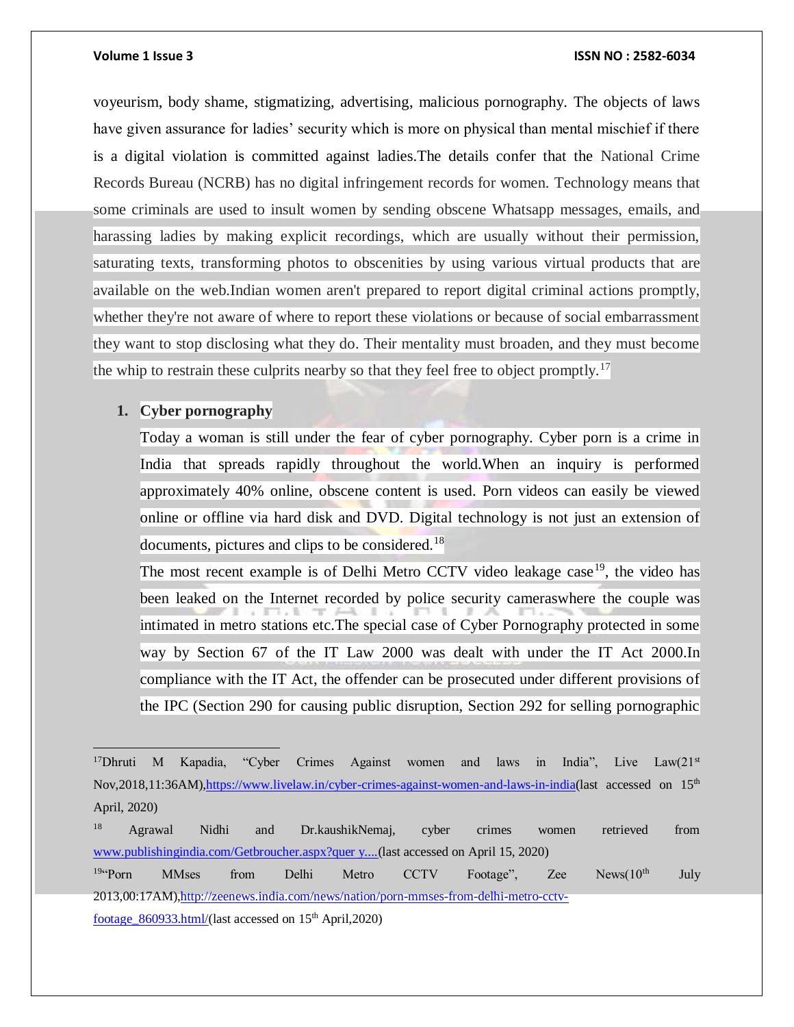voyeurism, body shame, stigmatizing, advertising, malicious pornography. The objects of laws have given assurance for ladies' security which is more on physical than mental mischief if there is a digital violation is committed against ladies.The details confer that the National Crime Records Bureau (NCRB) has no digital infringement records for women. Technology means that some criminals are used to insult women by sending obscene Whatsapp messages, emails, and harassing ladies by making explicit recordings, which are usually without their permission, saturating texts, transforming photos to obscenities by using various virtual products that are available on the web.Indian women aren't prepared to report digital criminal actions promptly, whether they're not aware of where to report these violations or because of social embarrassment they want to stop disclosing what they do. Their mentality must broaden, and they must become the whip to restrain these culprits nearby so that they feel free to object promptly.[17]

1. **Cyber pornography**

   Today a woman is still under the fear of cyber pornography. Cyber porn is a crime in India that spreads rapidly throughout the world.When an inquiry is performed approximately 40% online, obscene content is used. Porn videos can easily be viewed online or offline via hard disk and DVD. Digital technology is not just an extension of documents, pictures and clips to be considered.[18]

   The most recent example is of Delhi Metro CCTV video leakage case[19], the video has been leaked on the Internet recorded by police security cameraswhere the couple was intimated in metro stations etc.The special case of Cyber Pornography protected in some way by Section 67 of the IT Law 2000 was dealt with under the IT Act 2000.In compliance with the IT Act, the offender can be prosecuted under different provisions of the IPC (Section 290 for causing public disruption, Section 292 for selling pornographic

---

[17] Dhruti M Kapadia, "Cyber Crimes Against women and laws in India", Live Law(21st Nov,2018,11:36AM),https://www.livelaw.in/cyber-crimes-against-women-and-laws-in-india(last accessed on 15th April, 2020)

[18] Agrawal Nidhi and Dr.kaushikNemaj, cyber crimes women retrieved from www.publishingindia.com/Getbroucher.aspx?quer y....(last accessed on April 15, 2020)

[19] "Porn MMses from Delhi Metro CCTV Footage", Zee News(10th July 2013,00:17AM),http://zeenews.india.com/news/nation/porn-mmses-from-delhi-metro-cctv-footage_860933.html/(last accessed on 15th April,2020)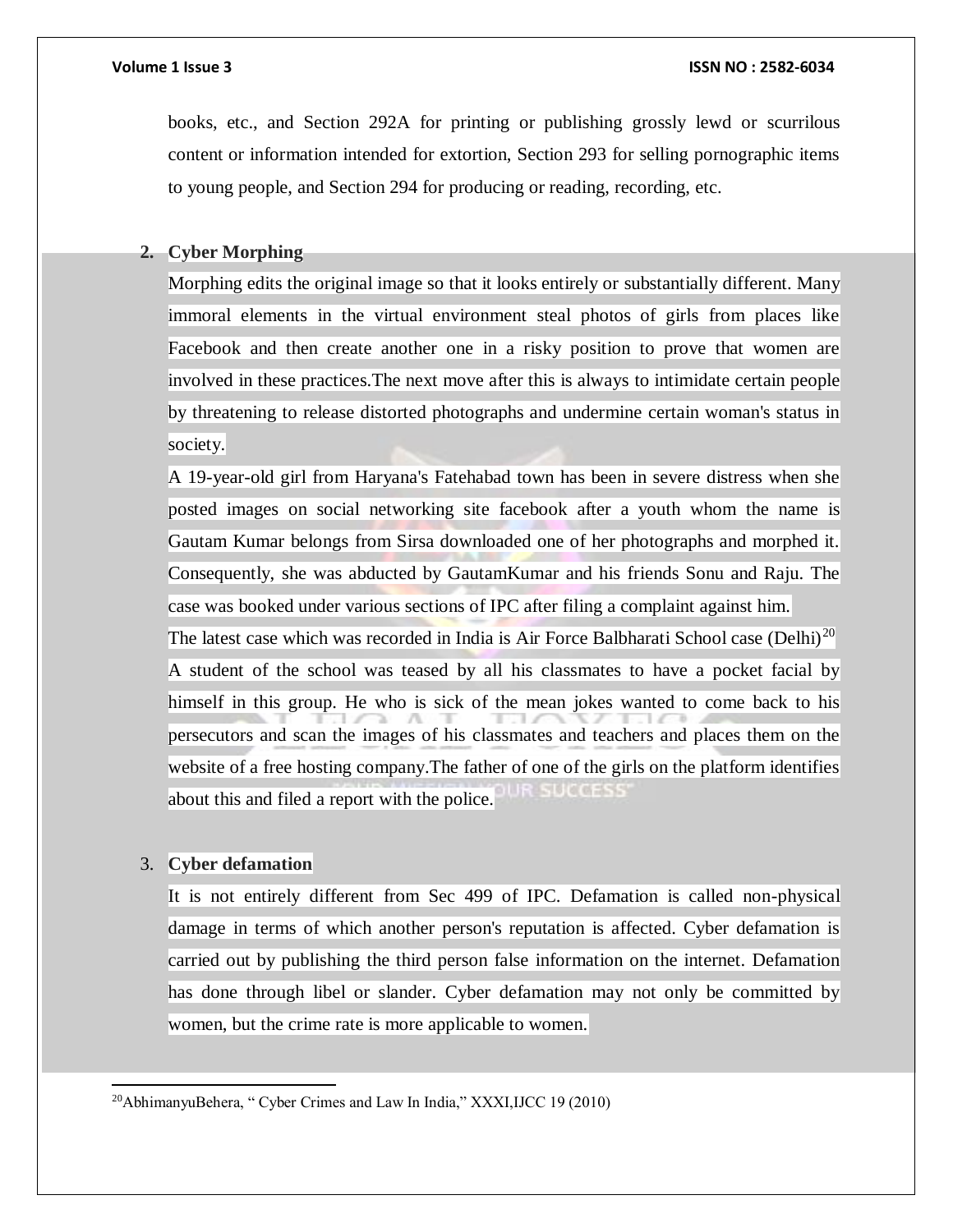books, etc., and Section 292A for printing or publishing grossly lewd or scurrilous content or information intended for extortion, Section 293 for selling pornographic items to young people, and Section 294 for producing or reading, recording, etc.

2. **Cyber Morphing**

   Morphing edits the original image so that it looks entirely or substantially different. Many immoral elements in the virtual environment steal photos of girls from places like Facebook and then create another one in a risky position to prove that women are involved in these practices.The next move after this is always to intimidate certain people by threatening to release distorted photographs and undermine certain woman's status in society.

   A 19-year-old girl from Haryana's Fatehabad town has been in severe distress when she posted images on social networking site facebook after a youth whom the name is Gautam Kumar belongs from Sirsa downloaded one of her photographs and morphed it. Consequently, she was abducted by GautamKumar and his friends Sonu and Raju. The case was booked under various sections of IPC after filing a complaint against him.

   The latest case which was recorded in India is Air Force Balbharati School case (Delhi)[20] A student of the school was teased by all his classmates to have a pocket facial by himself in this group. He who is sick of the mean jokes wanted to come back to his persecutors and scan the images of his classmates and teachers and places them on the website of a free hosting company.The father of one of the girls on the platform identifies about this and filed a report with the police.

3. **Cyber defamation**

   It is not entirely different from Sec 499 of IPC. Defamation is called non-physical damage in terms of which another person's reputation is affected. Cyber defamation is carried out by publishing the third person false information on the internet. Defamation has done through libel or slander. Cyber defamation may not only be committed by women, but the crime rate is more applicable to women.

---

[20] AbhimanyuBehera, " Cyber Crimes and Law In India," XXXI,IJCC 19 (2010)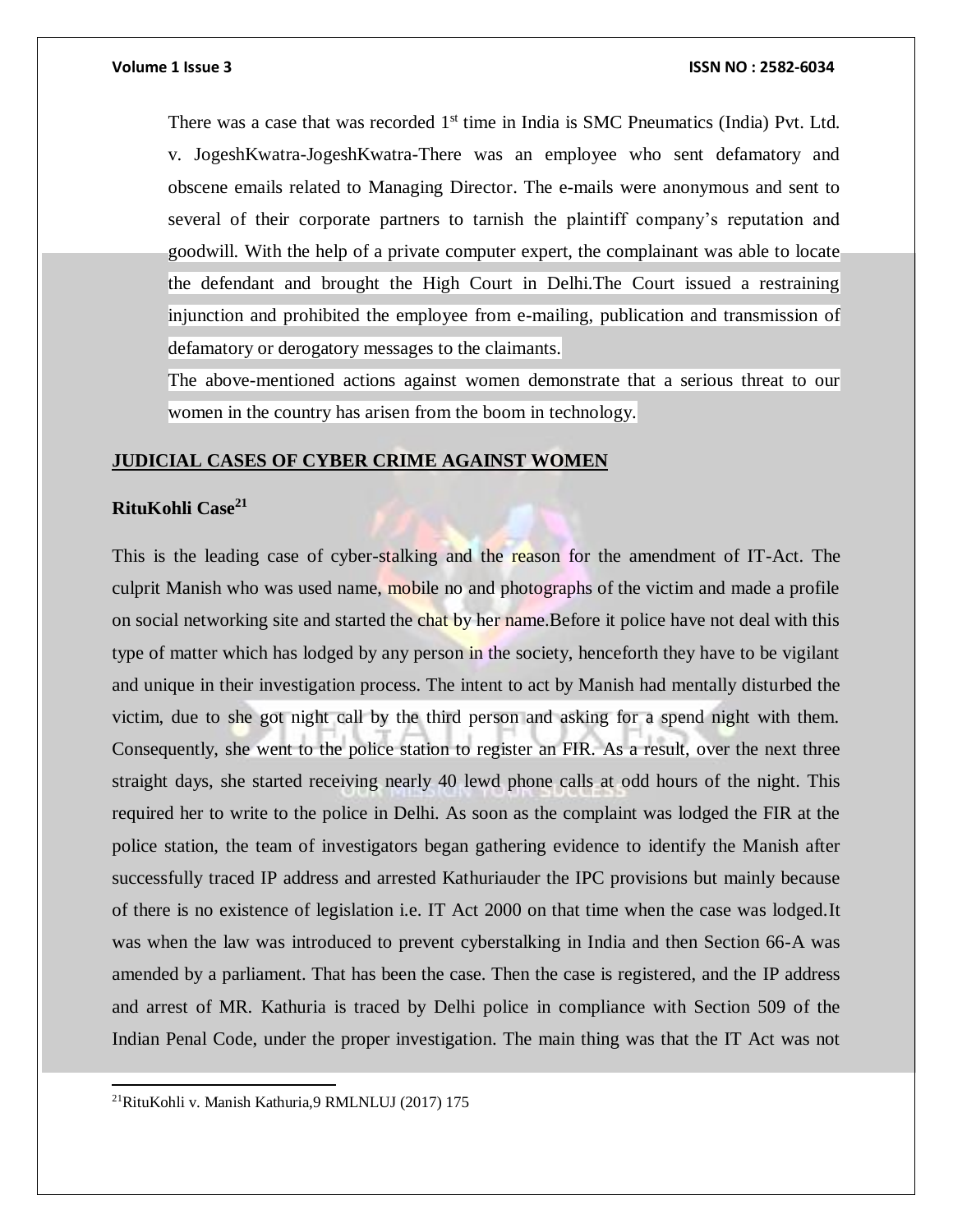There was a case that was recorded 1st time in India is SMC Pneumatics (India) Pvt. Ltd. v. JogeshKwatra-JogeshKwatra-There was an employee who sent defamatory and obscene emails related to Managing Director. The e-mails were anonymous and sent to several of their corporate partners to tarnish the plaintiff company's reputation and goodwill. With the help of a private computer expert, the complainant was able to locate the defendant and brought the High Court in Delhi.The Court issued a restraining injunction and prohibited the employee from e-mailing, publication and transmission of defamatory or derogatory messages to the claimants.

The above-mentioned actions against women demonstrate that a serious threat to our women in the country has arisen from the boom in technology.

## JUDICIAL CASES OF CYBER CRIME AGAINST WOMEN

### RituKohli Case[21]

This is the leading case of cyber-stalking and the reason for the amendment of IT-Act. The culprit Manish who was used name, mobile no and photographs of the victim and made a profile on social networking site and started the chat by her name.Before it police have not deal with this type of matter which has lodged by any person in the society, henceforth they have to be vigilant and unique in their investigation process. The intent to act by Manish had mentally disturbed the victim, due to she got night call by the third person and asking for a spend night with them. Consequently, she went to the police station to register an FIR. As a result, over the next three straight days, she started receiving nearly 40 lewd phone calls at odd hours of the night. This required her to write to the police in Delhi. As soon as the complaint was lodged the FIR at the police station, the team of investigators began gathering evidence to identify the Manish after successfully traced IP address and arrested Kathuriauder the IPC provisions but mainly because of there is no existence of legislation i.e. IT Act 2000 on that time when the case was lodged.It was when the law was introduced to prevent cyberstalking in India and then Section 66-A was amended by a parliament. That has been the case. Then the case is registered, and the IP address and arrest of MR. Kathuria is traced by Delhi police in compliance with Section 509 of the Indian Penal Code, under the proper investigation. The main thing was that the IT Act was not

[21]RituKohli v. Manish Kathuria,9 RMLNLUJ (2017) 175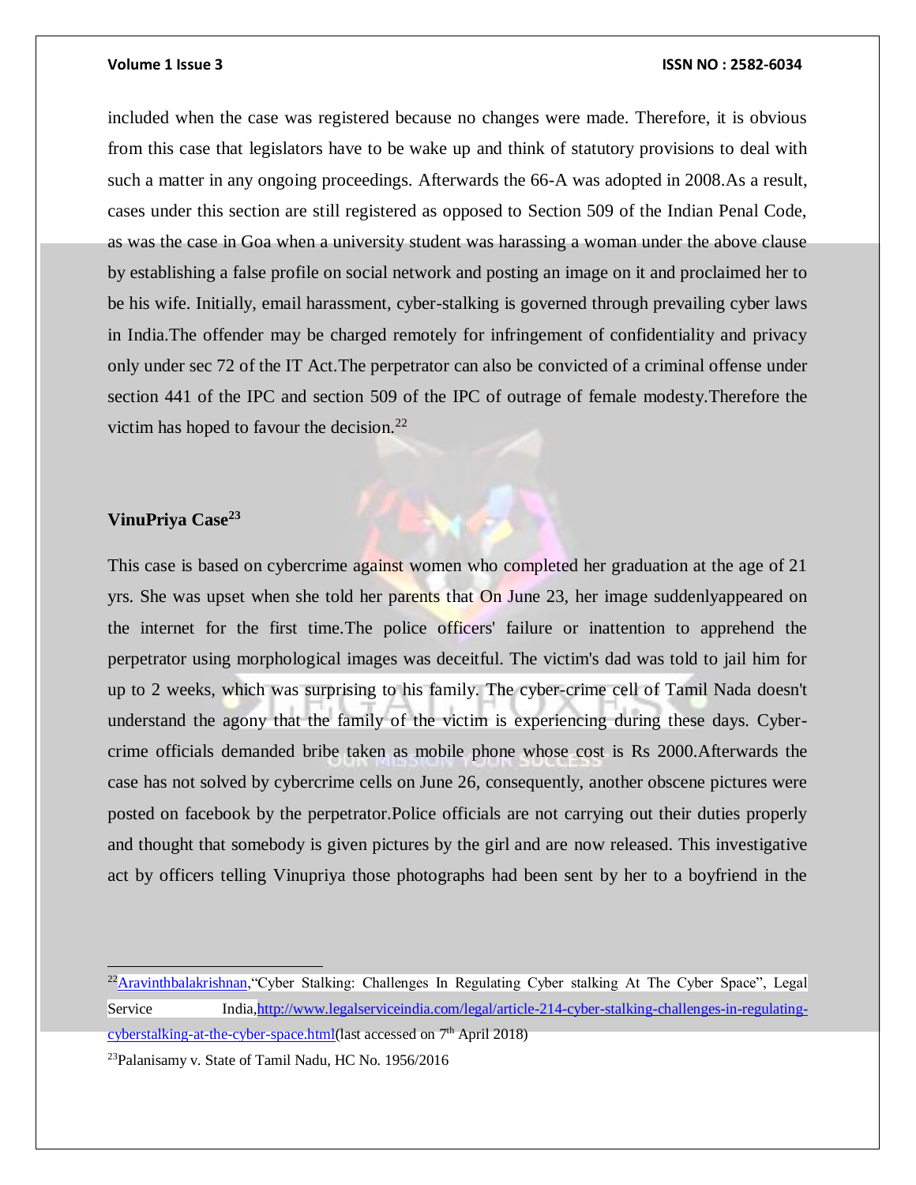included when the case was registered because no changes were made. Therefore, it is obvious from this case that legislators have to be wake up and think of statutory provisions to deal with such a matter in any ongoing proceedings. Afterwards the 66-A was adopted in 2008.As a result, cases under this section are still registered as opposed to Section 509 of the Indian Penal Code, as was the case in Goa when a university student was harassing a woman under the above clause by establishing a false profile on social network and posting an image on it and proclaimed her to be his wife. Initially, email harassment, cyber-stalking is governed through prevailing cyber laws in India.The offender may be charged remotely for infringement of confidentiality and privacy only under sec 72 of the IT Act.The perpetrator can also be convicted of a criminal offense under section 441 of the IPC and section 509 of the IPC of outrage of female modesty.Therefore the victim has hoped to favour the decision.[22]

**VinuPriya Case[23]**

This case is based on cybercrime against women who completed her graduation at the age of 21 yrs. She was upset when she told her parents that On June 23, her image suddenlyappeared on the internet for the first time.The police officers' failure or inattention to apprehend the perpetrator using morphological images was deceitful. The victim's dad was told to jail him for up to 2 weeks, which was surprising to his family. The cyber-crime cell of Tamil Nada doesn't understand the agony that the family of the victim is experiencing during these days. Cyber-crime officials demanded bribe taken as mobile phone whose cost is Rs 2000.Afterwards the case has not solved by cybercrime cells on June 26, consequently, another obscene pictures were posted on facebook by the perpetrator.Police officials are not carrying out their duties properly and thought that somebody is given pictures by the girl and are now released. This investigative act by officers telling Vinupriya those photographs had been sent by her to a boyfriend in the

---

[22] Aravinthbalakrishnan,"Cyber Stalking: Challenges In Regulating Cyber stalking At The Cyber Space", Legal Service India,http://www.legalserviceindia.com/legal/article-214-cyber-stalking-challenges-in-regulating-cyberstalking-at-the-cyber-space.html(last accessed on 7th April 2018)

[23] Palanisamy v. State of Tamil Nadu, HC No. 1956/2016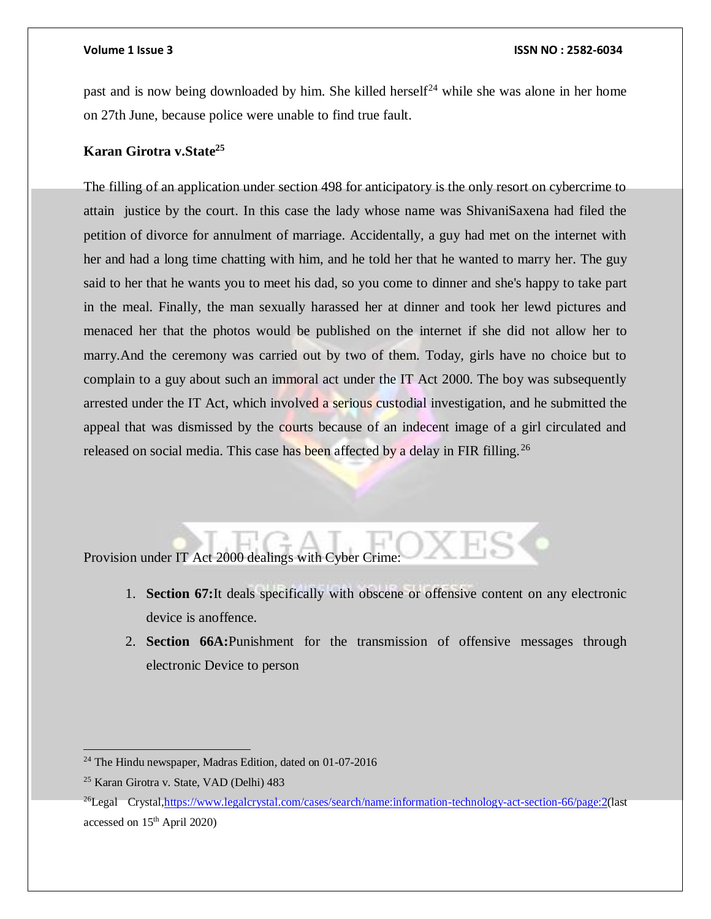past and is now being downloaded by him. She killed herself[24] while she was alone in her home on 27th June, because police were unable to find true fault.

**Karan Girotra v.State[25]**

The filling of an application under section 498 for anticipatory is the only resort on cybercrime to attain justice by the court. In this case the lady whose name was ShivaniSaxena had filed the petition of divorce for annulment of marriage. Accidentally, a guy had met on the internet with her and had a long time chatting with him, and he told her that he wanted to marry her. The guy said to her that he wants you to meet his dad, so you come to dinner and she's happy to take part in the meal. Finally, the man sexually harassed her at dinner and took her lewd pictures and menaced her that the photos would be published on the internet if she did not allow her to marry.And the ceremony was carried out by two of them. Today, girls have no choice but to complain to a guy about such an immoral act under the IT Act 2000. The boy was subsequently arrested under the IT Act, which involved a serious custodial investigation, and he submitted the appeal that was dismissed by the courts because of an indecent image of a girl circulated and released on social media. This case has been affected by a delay in FIR filling.[26]

Provision under IT Act 2000 dealings with Cyber Crime:

1. **Section 67:**It deals specifically with obscene or offensive content on any electronic device is anoffence.
2. **Section 66A:**Punishment for the transmission of offensive messages through electronic Device to person

---

[24] The Hindu newspaper, Madras Edition, dated on 01-07-2016

[25] Karan Girotra v. State, VAD (Delhi) 483

[26]Legal Crystal,https://www.legalcrystal.com/cases/search/name:information-technology-act-section-66/page:2(last accessed on 15th April 2020)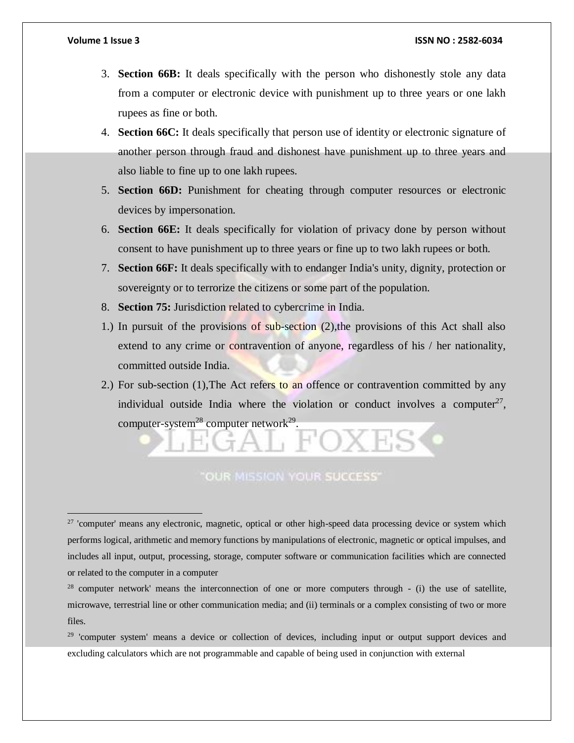3. **Section 66B:** It deals specifically with the person who dishonestly stole any data from a computer or electronic device with punishment up to three years or one lakh rupees as fine or both.
4. **Section 66C:** It deals specifically that person use of identity or electronic signature of another person through fraud and dishonest have punishment up to three years and also liable to fine up to one lakh rupees.
5. **Section 66D:** Punishment for cheating through computer resources or electronic devices by impersonation.
6. **Section 66E:** It deals specifically for violation of privacy done by person without consent to have punishment up to three years or fine up to two lakh rupees or both.
7. **Section 66F:** It deals specifically with to endanger India's unity, dignity, protection or sovereignty or to terrorize the citizens or some part of the population.
8. **Section 75:** Jurisdiction related to cybercrime in India.

1.) In pursuit of the provisions of sub-section (2),the provisions of this Act shall also extend to any crime or contravention of anyone, regardless of his / her nationality, committed outside India.

2.) For sub-section (1),The Act refers to an offence or contravention committed by any individual outside India where the violation or conduct involves a computer[27], computer-system[28] computer network[29].

---

[27] 'computer' means any electronic, magnetic, optical or other high-speed data processing device or system which performs logical, arithmetic and memory functions by manipulations of electronic, magnetic or optical impulses, and includes all input, output, processing, storage, computer software or communication facilities which are connected or related to the computer in a computer

[28] computer network' means the interconnection of one or more computers through - (i) the use of satellite, microwave, terrestrial line or other communication media; and (ii) terminals or a complex consisting of two or more files.

[29] 'computer system' means a device or collection of devices, including input or output support devices and excluding calculators which are not programmable and capable of being used in conjunction with external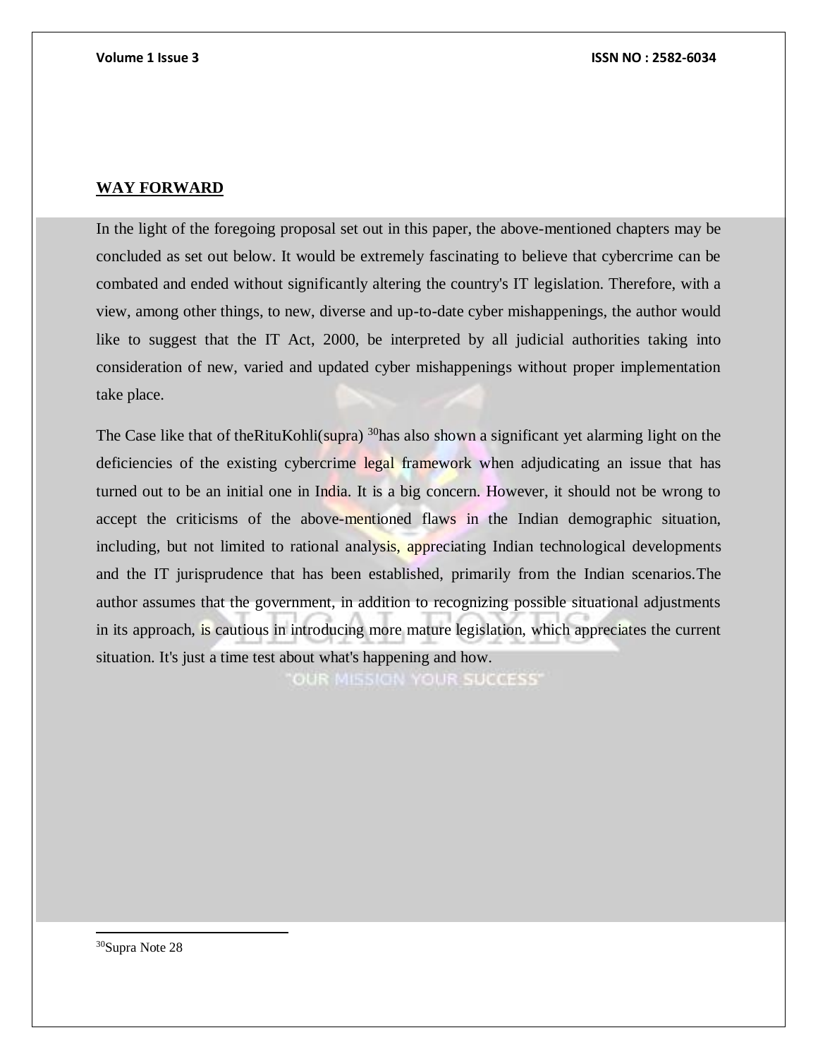## WAY FORWARD

In the light of the foregoing proposal set out in this paper, the above-mentioned chapters may be concluded as set out below. It would be extremely fascinating to believe that cybercrime can be combated and ended without significantly altering the country's IT legislation. Therefore, with a view, among other things, to new, diverse and up-to-date cyber mishappenings, the author would like to suggest that the IT Act, 2000, be interpreted by all judicial authorities taking into consideration of new, varied and updated cyber mishappenings without proper implementation take place.

The Case like that of theRituKohli(supra) [30]has also shown a significant yet alarming light on the deficiencies of the existing cybercrime legal framework when adjudicating an issue that has turned out to be an initial one in India. It is a big concern. However, it should not be wrong to accept the criticisms of the above-mentioned flaws in the Indian demographic situation, including, but not limited to rational analysis, appreciating Indian technological developments and the IT jurisprudence that has been established, primarily from the Indian scenarios.The author assumes that the government, in addition to recognizing possible situational adjustments in its approach, is cautious in introducing more mature legislation, which appreciates the current situation. It's just a time test about what's happening and how.

[30]Supra Note 28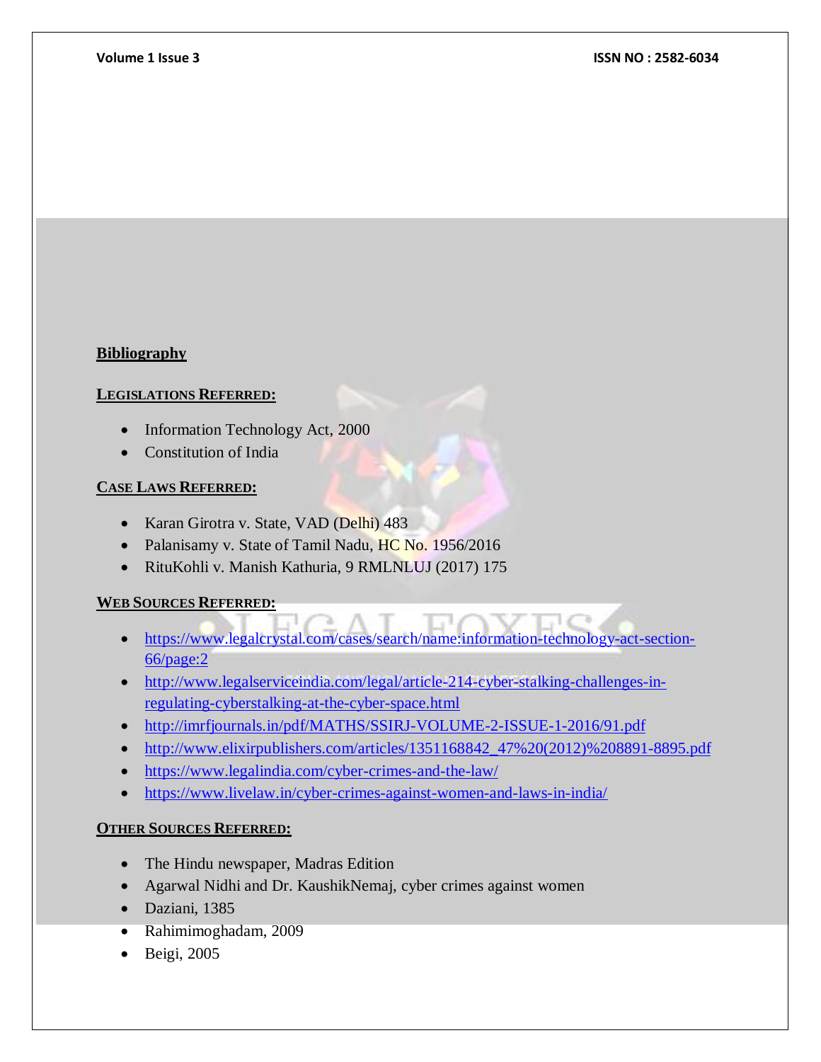## Bibliography

### LEGISLATIONS REFERRED:

- Information Technology Act, 2000
- Constitution of India

### CASE LAWS REFERRED:

- Karan Girotra v. State, VAD (Delhi) 483
- Palanisamy v. State of Tamil Nadu, HC No. 1956/2016
- RituKohli v. Manish Kathuria, 9 RMLNLUJ (2017) 175

### WEB SOURCES REFERRED:

- https://www.legalcrystal.com/cases/search/name:information-technology-act-section-66/page:2
- http://www.legalserviceindia.com/legal/article-214-cyber-stalking-challenges-in-regulating-cyberstalking-at-the-cyber-space.html
- http://imrfjournals.in/pdf/MATHS/SSIRJ-VOLUME-2-ISSUE-1-2016/91.pdf
- http://www.elixirpublishers.com/articles/1351168842_47%20(2012)%208891-8895.pdf
- https://www.legalindia.com/cyber-crimes-and-the-law/
- https://www.livelaw.in/cyber-crimes-against-women-and-laws-in-india/

### OTHER SOURCES REFERRED:

- The Hindu newspaper, Madras Edition
- Agarwal Nidhi and Dr. KaushikNemaj, cyber crimes against women
- Daziani, 1385
- Rahimimoghadam, 2009
- Beigi, 2005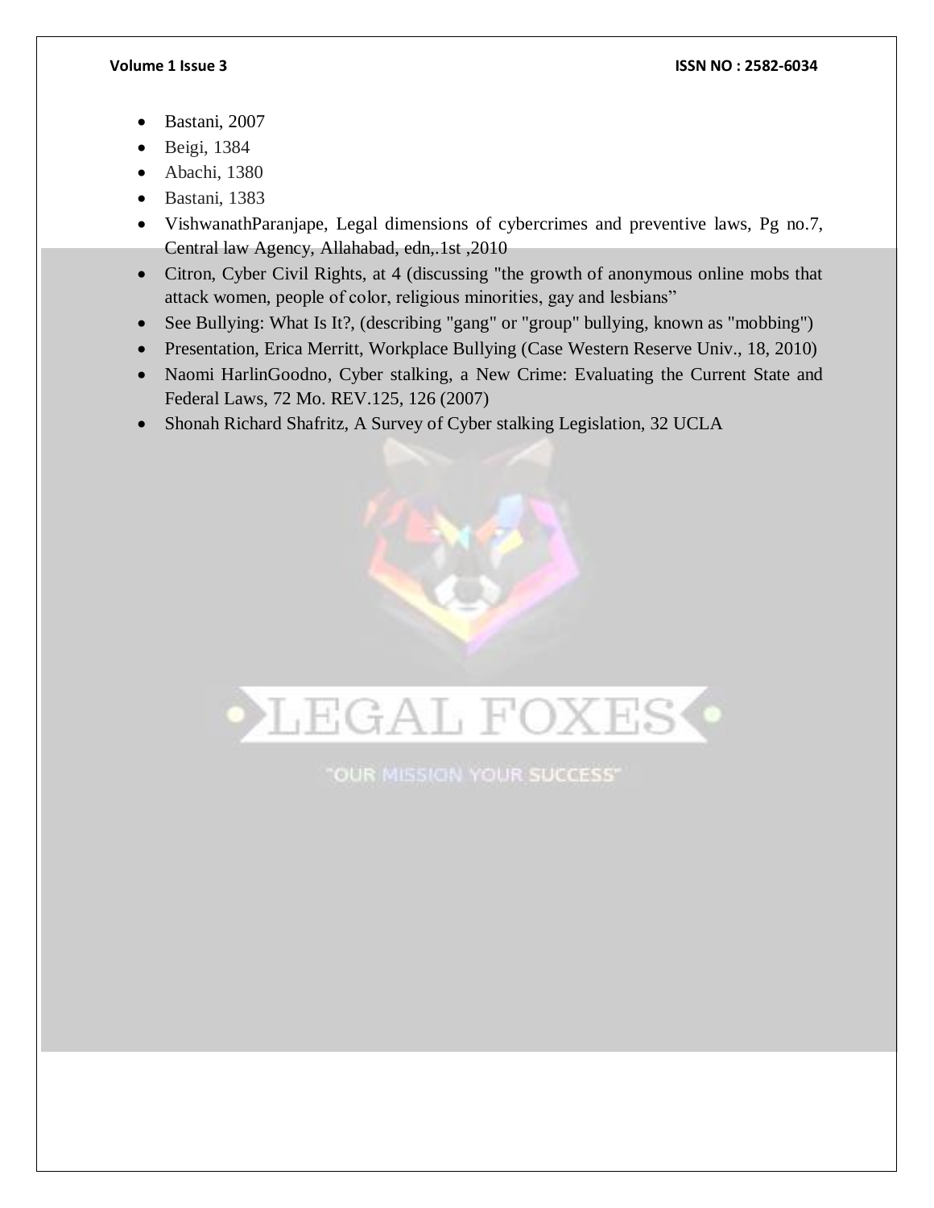- Bastani, 2007
- Beigi, 1384
- Abachi, 1380
- Bastani, 1383
- VishwanathParanjape, Legal dimensions of cybercrimes and preventive laws, Pg no.7, Central law Agency, Allahabad, edn,.1st ,2010
- Citron, Cyber Civil Rights, at 4 (discussing "the growth of anonymous online mobs that attack women, people of color, religious minorities, gay and lesbians"
- See Bullying: What Is It?, (describing "gang" or "group" bullying, known as "mobbing")
- Presentation, Erica Merritt, Workplace Bullying (Case Western Reserve Univ., 18, 2010)
- Naomi HarlinGoodno, Cyber stalking, a New Crime: Evaluating the Current State and Federal Laws, 72 Mo. REV.125, 126 (2007)
- Shonah Richard Shafritz, A Survey of Cyber stalking Legislation, 32 UCLA